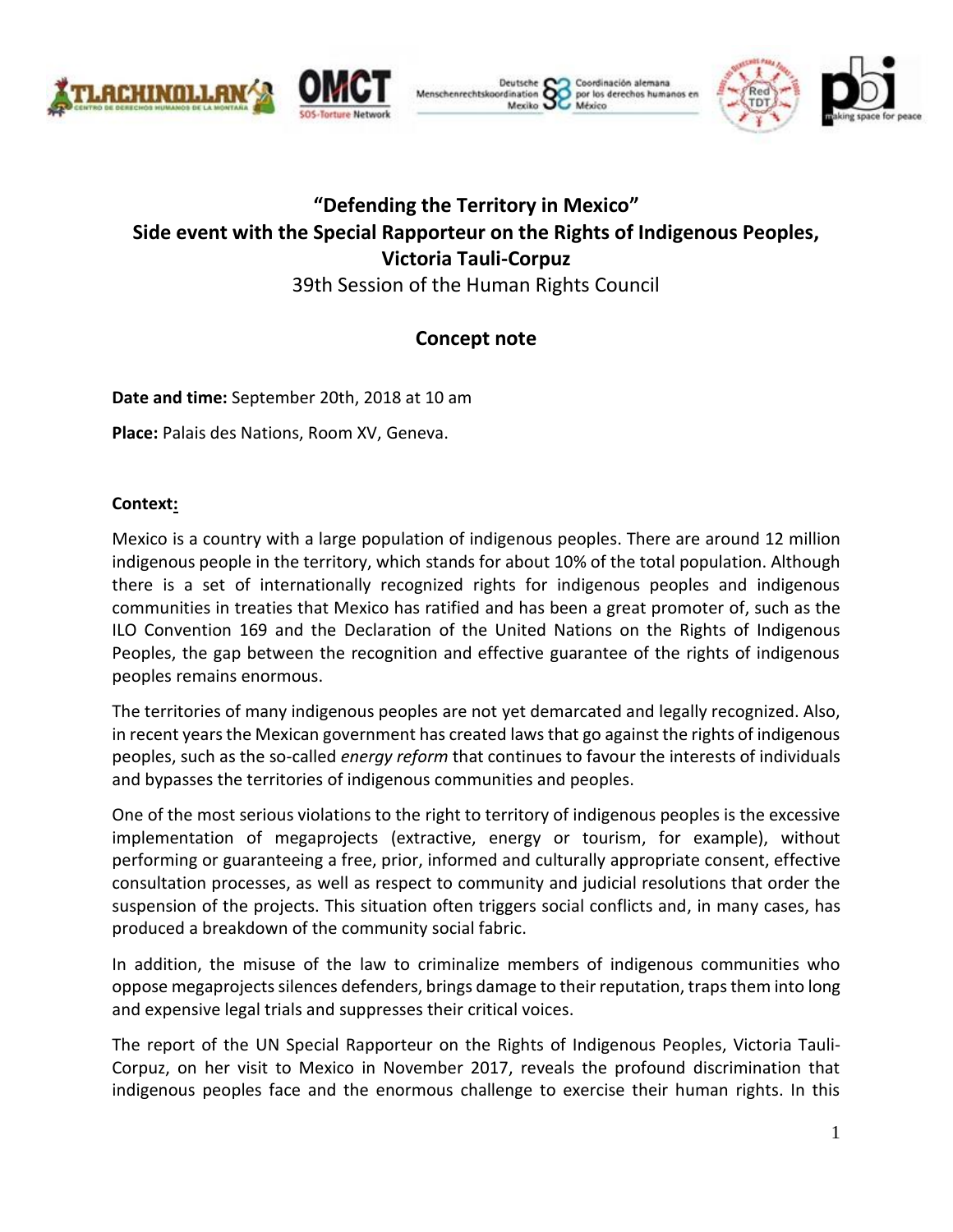# "Defending the Territory in Mexico"
# Side event with the Special Rapporteur on the Rights of Indigenous Peoples, Victoria Tauli-Corpuz

39th Session of the Human Rights Council

## Concept note

**Date and time:** September 20th, 2018 at 10 am

**Place:** Palais des Nations, Room XV, Geneva.

**Context:**

Mexico is a country with a large population of indigenous peoples. There are around 12 million indigenous people in the territory, which stands for about 10% of the total population. Although there is a set of internationally recognized rights for indigenous peoples and indigenous communities in treaties that Mexico has ratified and has been a great promoter of, such as the ILO Convention 169 and the Declaration of the United Nations on the Rights of Indigenous Peoples, the gap between the recognition and effective guarantee of the rights of indigenous peoples remains enormous.

The territories of many indigenous peoples are not yet demarcated and legally recognized. Also, in recent years the Mexican government has created laws that go against the rights of indigenous peoples, such as the so-called *energy reform* that continues to favour the interests of individuals and bypasses the territories of indigenous communities and peoples.

One of the most serious violations to the right to territory of indigenous peoples is the excessive implementation of megaprojects (extractive, energy or tourism, for example), without performing or guaranteeing a free, prior, informed and culturally appropriate consent, effective consultation processes, as well as respect to community and judicial resolutions that order the suspension of the projects. This situation often triggers social conflicts and, in many cases, has produced a breakdown of the community social fabric.

In addition, the misuse of the law to criminalize members of indigenous communities who oppose megaprojects silences defenders, brings damage to their reputation, traps them into long and expensive legal trials and suppresses their critical voices.

The report of the UN Special Rapporteur on the Rights of Indigenous Peoples, Victoria Tauli-Corpuz, on her visit to Mexico in November 2017, reveals the profound discrimination that indigenous peoples face and the enormous challenge to exercise their human rights. In this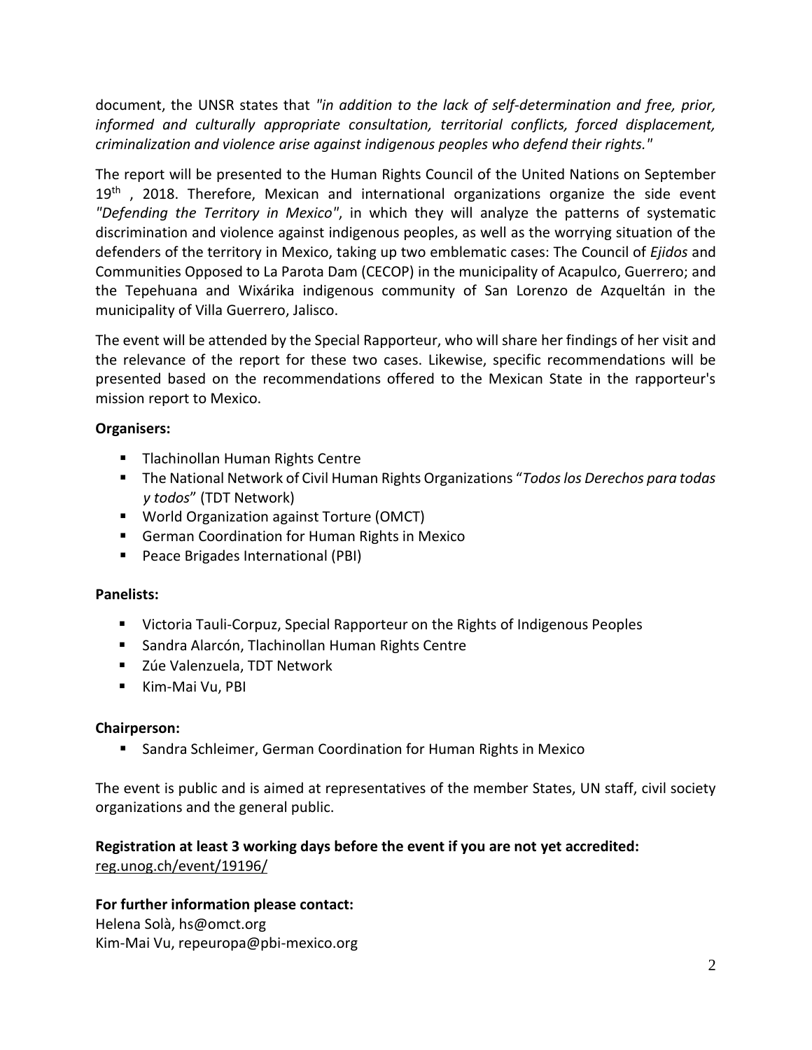document, the UNSR states that *"in addition to the lack of self-determination and free, prior, informed and culturally appropriate consultation, territorial conflicts, forced displacement, criminalization and violence arise against indigenous peoples who defend their rights."*

The report will be presented to the Human Rights Council of the United Nations on September 19th , 2018. Therefore, Mexican and international organizations organize the side event *"Defending the Territory in Mexico"*, in which they will analyze the patterns of systematic discrimination and violence against indigenous peoples, as well as the worrying situation of the defenders of the territory in Mexico, taking up two emblematic cases: The Council of *Ejidos* and Communities Opposed to La Parota Dam (CECOP) in the municipality of Acapulco, Guerrero; and the Tepehuana and Wixárika indigenous community of San Lorenzo de Azqueltán in the municipality of Villa Guerrero, Jalisco.

The event will be attended by the Special Rapporteur, who will share her findings of her visit and the relevance of the report for these two cases. Likewise, specific recommendations will be presented based on the recommendations offered to the Mexican State in the rapporteur's mission report to Mexico.

**Organisers:**

- Tlachinollan Human Rights Centre
- The National Network of Civil Human Rights Organizations "*Todos los Derechos para todas y todos*" (TDT Network)
- World Organization against Torture (OMCT)
- German Coordination for Human Rights in Mexico
- Peace Brigades International (PBI)

**Panelists:**

- Victoria Tauli-Corpuz, Special Rapporteur on the Rights of Indigenous Peoples
- Sandra Alarcón, Tlachinollan Human Rights Centre
- Zúe Valenzuela, TDT Network
- Kim-Mai Vu, PBI

**Chairperson:**

- Sandra Schleimer, German Coordination for Human Rights in Mexico

The event is public and is aimed at representatives of the member States, UN staff, civil society organizations and the general public.

**Registration at least 3 working days before the event if you are not yet accredited:**
reg.unog.ch/event/19196/

**For further information please contact:**
Helena Solà, hs@omct.org
Kim-Mai Vu, repeuropa@pbi-mexico.org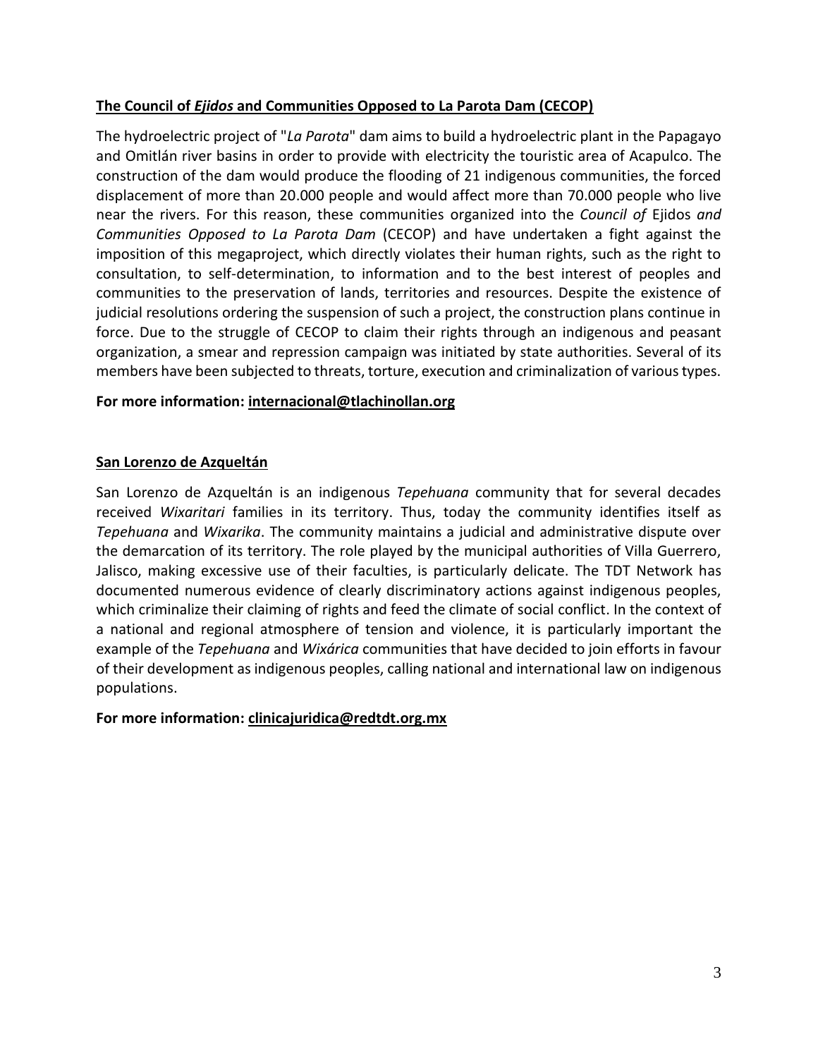## The Council of *Ejidos* and Communities Opposed to La Parota Dam (CECOP)

The hydroelectric project of "*La Parota*" dam aims to build a hydroelectric plant in the Papagayo and Omitlán river basins in order to provide with electricity the touristic area of Acapulco. The construction of the dam would produce the flooding of 21 indigenous communities, the forced displacement of more than 20.000 people and would affect more than 70.000 people who live near the rivers. For this reason, these communities organized into the *Council of* Ejidos *and Communities Opposed to La Parota Dam* (CECOP) and have undertaken a fight against the imposition of this megaproject, which directly violates their human rights, such as the right to consultation, to self-determination, to information and to the best interest of peoples and communities to the preservation of lands, territories and resources. Despite the existence of judicial resolutions ordering the suspension of such a project, the construction plans continue in force. Due to the struggle of CECOP to claim their rights through an indigenous and peasant organization, a smear and repression campaign was initiated by state authorities. Several of its members have been subjected to threats, torture, execution and criminalization of various types.

**For more information: internacional@tlachinollan.org**

## San Lorenzo de Azqueltán

San Lorenzo de Azqueltán is an indigenous *Tepehuana* community that for several decades received *Wixaritari* families in its territory. Thus, today the community identifies itself as *Tepehuana* and *Wixarika*. The community maintains a judicial and administrative dispute over the demarcation of its territory. The role played by the municipal authorities of Villa Guerrero, Jalisco, making excessive use of their faculties, is particularly delicate. The TDT Network has documented numerous evidence of clearly discriminatory actions against indigenous peoples, which criminalize their claiming of rights and feed the climate of social conflict. In the context of a national and regional atmosphere of tension and violence, it is particularly important the example of the *Tepehuana* and *Wixárica* communities that have decided to join efforts in favour of their development as indigenous peoples, calling national and international law on indigenous populations.

**For more information: clinicajuridica@redtdt.org.mx**